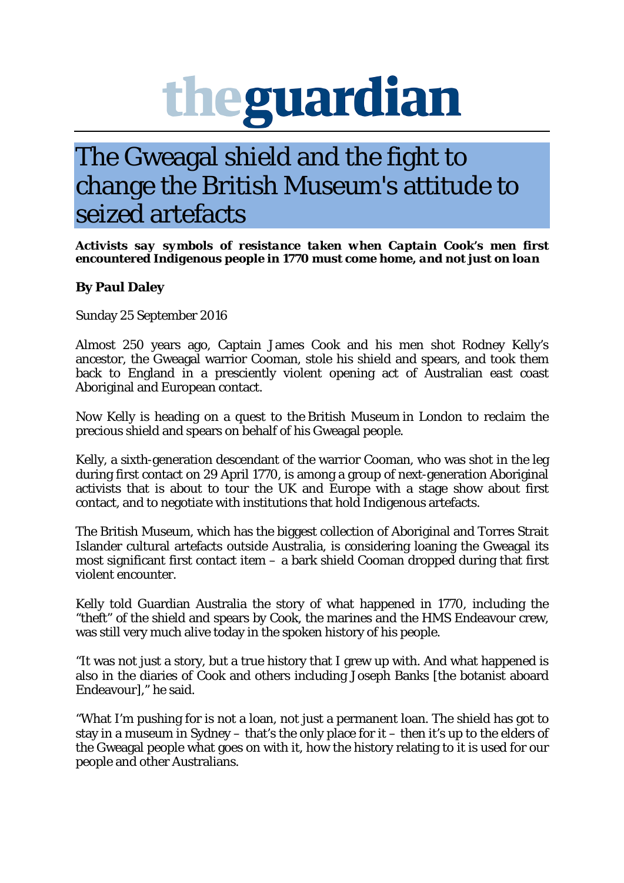# theguardian

# The Gweagal shield and the fight to change the British Museum's attitude to seized artefacts

***Activists say symbols of resistance taken when Captain Cook's men first encountered Indigenous people in 1770 must come home, and not just on loan***

**By Paul Daley**

Sunday 25 September 2016

Almost 250 years ago, Captain James Cook and his men shot Rodney Kelly's ancestor, the Gweagal warrior Cooman, stole his shield and spears, and took them back to England in a presciently violent opening act of Australian east coast Aboriginal and European contact.

Now Kelly is heading on a quest to the British Museum in London to reclaim the precious shield and spears on behalf of his Gweagal people.

Kelly, a sixth-generation descendant of the warrior Cooman, who was shot in the leg during first contact on 29 April 1770, is among a group of next-generation Aboriginal activists that is about to tour the UK and Europe with a stage show about first contact, and to negotiate with institutions that hold Indigenous artefacts.

The British Museum, which has the biggest collection of Aboriginal and Torres Strait Islander cultural artefacts outside Australia, is considering loaning the Gweagal its most significant first contact item – a bark shield Cooman dropped during that first violent encounter.

Kelly told Guardian Australia the story of what happened in 1770, including the "theft" of the shield and spears by Cook, the marines and the HMS Endeavour crew, was still very much alive today in the spoken history of his people.

"It was not just a story, but a true history that I grew up with. And what happened is also in the diaries of Cook and others including Joseph Banks [the botanist aboard Endeavour]," he said.

"What I'm pushing for is not a loan, not just a permanent loan. The shield has got to stay in a museum in Sydney – that's the only place for it – then it's up to the elders of the Gweagal people what goes on with it, how the history relating to it is used for our people and other Australians.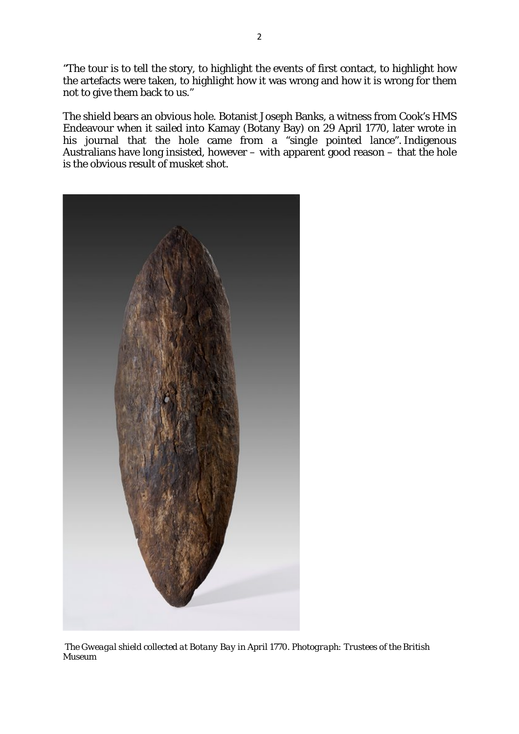"The tour is to tell the story, to highlight the events of first contact, to highlight how the artefacts were taken, to highlight how it was wrong and how it is wrong for them not to give them back to us."

The shield bears an obvious hole. Botanist Joseph Banks, a witness from Cook's HMS Endeavour when it sailed into Kamay (Botany Bay) on 29 April 1770, later wrote in his journal that the hole came from a "single pointed lance". Indigenous Australians have long insisted, however – with apparent good reason – that the hole is the obvious result of musket shot.

*The Gweagal shield collected at Botany Bay in April 1770. Photograph: Trustees of the British Museum*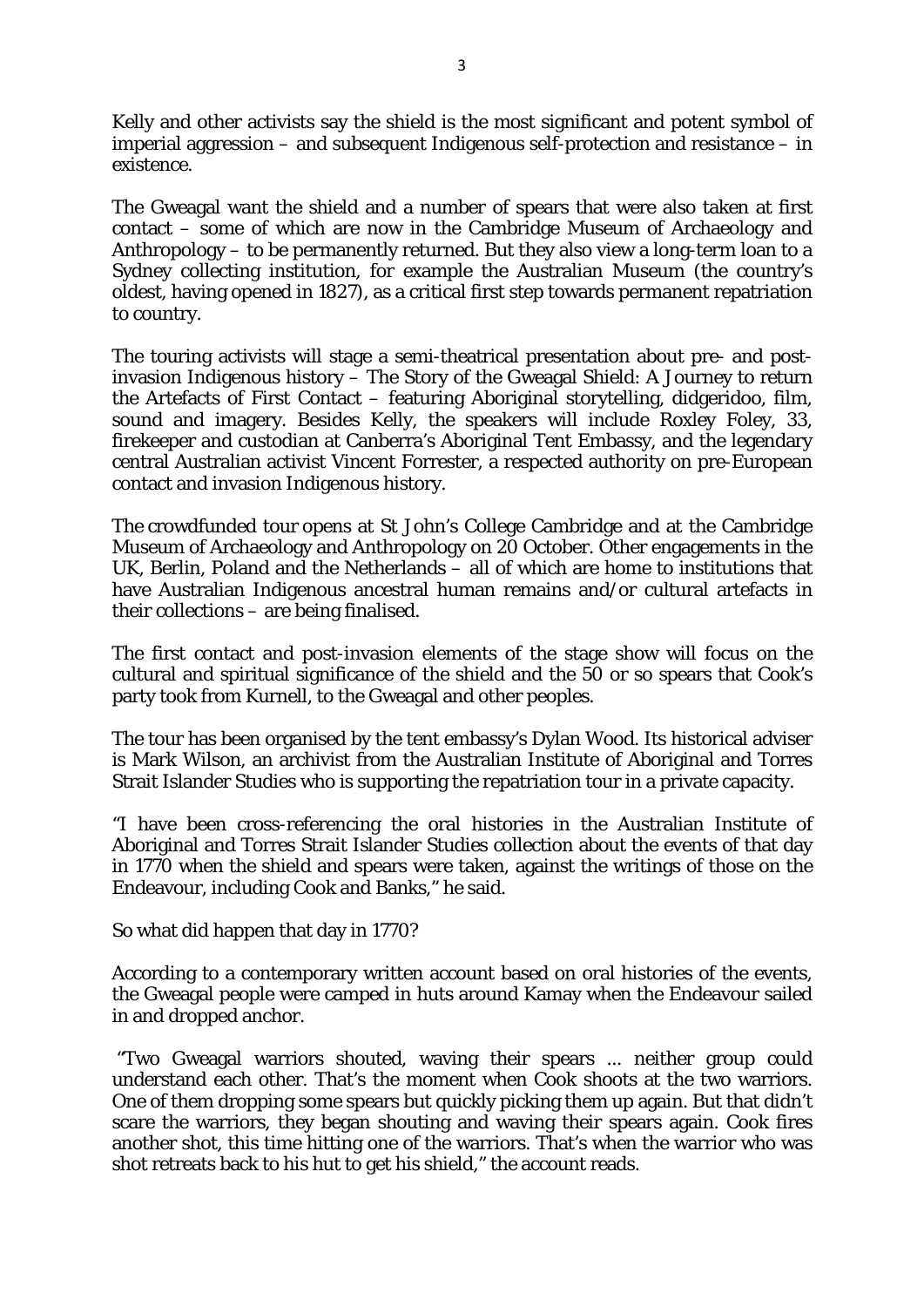Kelly and other activists say the shield is the most significant and potent symbol of imperial aggression – and subsequent Indigenous self-protection and resistance – in existence.

The Gweagal want the shield and a number of spears that were also taken at first contact – some of which are now in the Cambridge Museum of Archaeology and Anthropology – to be permanently returned. But they also view a long-term loan to a Sydney collecting institution, for example the Australian Museum (the country's oldest, having opened in 1827), as a critical first step towards permanent repatriation to country.

The touring activists will stage a semi-theatrical presentation about pre- and post-invasion Indigenous history – The Story of the Gweagal Shield: A Journey to return the Artefacts of First Contact – featuring Aboriginal storytelling, didgeridoo, film, sound and imagery. Besides Kelly, the speakers will include Roxley Foley, 33, firekeeper and custodian at Canberra's Aboriginal Tent Embassy, and the legendary central Australian activist Vincent Forrester, a respected authority on pre-European contact and invasion Indigenous history.

The crowdfunded tour opens at St John's College Cambridge and at the Cambridge Museum of Archaeology and Anthropology on 20 October. Other engagements in the UK, Berlin, Poland and the Netherlands – all of which are home to institutions that have Australian Indigenous ancestral human remains and/or cultural artefacts in their collections – are being finalised.

The first contact and post-invasion elements of the stage show will focus on the cultural and spiritual significance of the shield and the 50 or so spears that Cook's party took from Kurnell, to the Gweagal and other peoples.

The tour has been organised by the tent embassy's Dylan Wood. Its historical adviser is Mark Wilson, an archivist from the Australian Institute of Aboriginal and Torres Strait Islander Studies who is supporting the repatriation tour in a private capacity.

"I have been cross-referencing the oral histories in the Australian Institute of Aboriginal and Torres Strait Islander Studies collection about the events of that day in 1770 when the shield and spears were taken, against the writings of those on the Endeavour, including Cook and Banks," he said.

So what did happen that day in 1770?

According to a contemporary written account based on oral histories of the events, the Gweagal people were camped in huts around Kamay when the Endeavour sailed in and dropped anchor.

"Two Gweagal warriors shouted, waving their spears ... neither group could understand each other. That's the moment when Cook shoots at the two warriors. One of them dropping some spears but quickly picking them up again. But that didn't scare the warriors, they began shouting and waving their spears again. Cook fires another shot, this time hitting one of the warriors. That's when the warrior who was shot retreats back to his hut to get his shield," the account reads.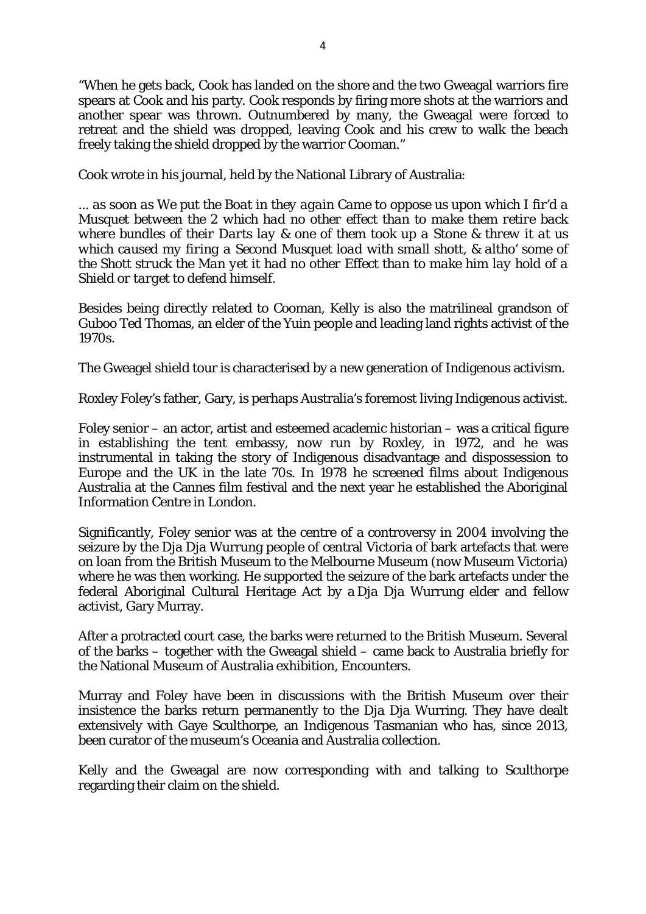"When he gets back, Cook has landed on the shore and the two Gweagal warriors fire spears at Cook and his party. Cook responds by firing more shots at the warriors and another spear was thrown. Outnumbered by many, the Gweagal were forced to retreat and the shield was dropped, leaving Cook and his crew to walk the beach freely taking the shield dropped by the warrior Cooman."

Cook wrote in his journal, held by the National Library of Australia:

*... as soon as We put the Boat in they again Came to oppose us upon which I fir'd a Musquet between the 2 which had no other effect than to make them retire back where bundles of their Darts lay & one of them took up a Stone & threw it at us which caused my firing a Second Musquet load with small shott, & altho' some of the Shott struck the Man yet it had no other Effect than to make him lay hold of a Shield or target to defend himself.*

Besides being directly related to Cooman, Kelly is also the matrilineal grandson of Guboo Ted Thomas, an elder of the Yuin people and leading land rights activist of the 1970s.

The Gweagel shield tour is characterised by a new generation of Indigenous activism.

Roxley Foley's father, Gary, is perhaps Australia's foremost living Indigenous activist.

Foley senior – an actor, artist and esteemed academic historian – was a critical figure in establishing the tent embassy, now run by Roxley, in 1972, and he was instrumental in taking the story of Indigenous disadvantage and dispossession to Europe and the UK in the late 70s. In 1978 he screened films about Indigenous Australia at the Cannes film festival and the next year he established the Aboriginal Information Centre in London.

Significantly, Foley senior was at the centre of a controversy in 2004 involving the seizure by the Dja Dja Wurrung people of central Victoria of bark artefacts that were on loan from the British Museum to the Melbourne Museum (now Museum Victoria) where he was then working. He supported the seizure of the bark artefacts under the federal Aboriginal Cultural Heritage Act by a Dja Dja Wurrung elder and fellow activist, Gary Murray.

After a protracted court case, the barks were returned to the British Museum. Several of the barks – together with the Gweagal shield – came back to Australia briefly for the National Museum of Australia exhibition, Encounters.

Murray and Foley have been in discussions with the British Museum over their insistence the barks return permanently to the Dja Dja Wurring. They have dealt extensively with Gaye Sculthorpe, an Indigenous Tasmanian who has, since 2013, been curator of the museum's Oceania and Australia collection.

Kelly and the Gweagal are now corresponding with and talking to Sculthorpe regarding their claim on the shield.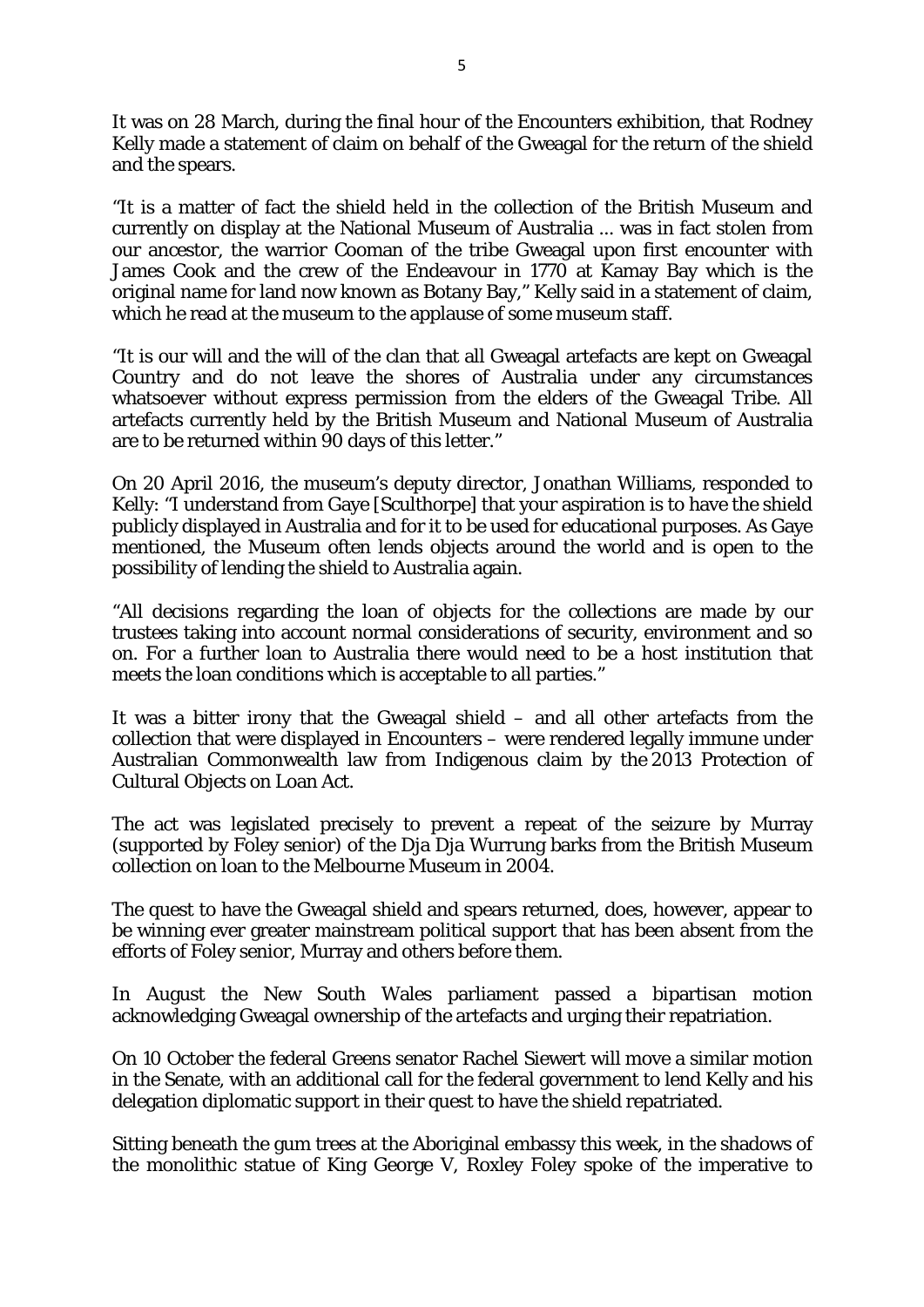It was on 28 March, during the final hour of the Encounters exhibition, that Rodney Kelly made a statement of claim on behalf of the Gweagal for the return of the shield and the spears.

"It is a matter of fact the shield held in the collection of the British Museum and currently on display at the National Museum of Australia ... was in fact stolen from our ancestor, the warrior Cooman of the tribe Gweagal upon first encounter with James Cook and the crew of the Endeavour in 1770 at Kamay Bay which is the original name for land now known as Botany Bay," Kelly said in a statement of claim, which he read at the museum to the applause of some museum staff.

"It is our will and the will of the clan that all Gweagal artefacts are kept on Gweagal Country and do not leave the shores of Australia under any circumstances whatsoever without express permission from the elders of the Gweagal Tribe. All artefacts currently held by the British Museum and National Museum of Australia are to be returned within 90 days of this letter."

On 20 April 2016, the museum's deputy director, Jonathan Williams, responded to Kelly: "I understand from Gaye [Sculthorpe] that your aspiration is to have the shield publicly displayed in Australia and for it to be used for educational purposes. As Gaye mentioned, the Museum often lends objects around the world and is open to the possibility of lending the shield to Australia again.

"All decisions regarding the loan of objects for the collections are made by our trustees taking into account normal considerations of security, environment and so on. For a further loan to Australia there would need to be a host institution that meets the loan conditions which is acceptable to all parties."

It was a bitter irony that the Gweagal shield – and all other artefacts from the collection that were displayed in Encounters – were rendered legally immune under Australian Commonwealth law from Indigenous claim by the 2013 Protection of Cultural Objects on Loan Act.

The act was legislated precisely to prevent a repeat of the seizure by Murray (supported by Foley senior) of the Dja Dja Wurrung barks from the British Museum collection on loan to the Melbourne Museum in 2004.

The quest to have the Gweagal shield and spears returned, does, however, appear to be winning ever greater mainstream political support that has been absent from the efforts of Foley senior, Murray and others before them.

In August the New South Wales parliament passed a bipartisan motion acknowledging Gweagal ownership of the artefacts and urging their repatriation.

On 10 October the federal Greens senator Rachel Siewert will move a similar motion in the Senate, with an additional call for the federal government to lend Kelly and his delegation diplomatic support in their quest to have the shield repatriated.

Sitting beneath the gum trees at the Aboriginal embassy this week, in the shadows of the monolithic statue of King George V, Roxley Foley spoke of the imperative to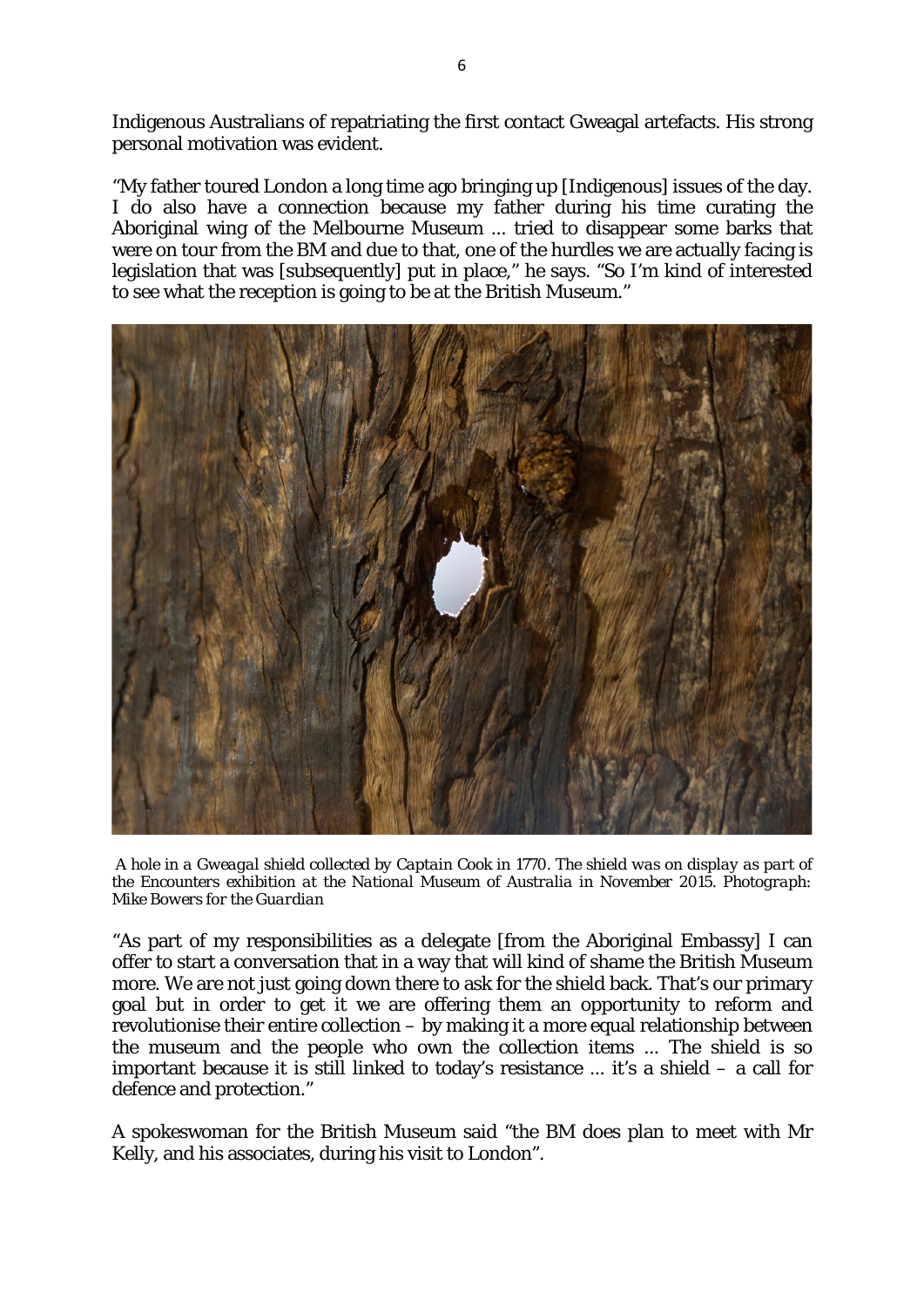Indigenous Australians of repatriating the first contact Gweagal artefacts. His strong personal motivation was evident.

"My father toured London a long time ago bringing up [Indigenous] issues of the day. I do also have a connection because my father during his time curating the Aboriginal wing of the Melbourne Museum ... tried to disappear some barks that were on tour from the BM and due to that, one of the hurdles we are actually facing is legislation that was [subsequently] put in place," he says. "So I'm kind of interested to see what the reception is going to be at the British Museum."

*A hole in a Gweagal shield collected by Captain Cook in 1770. The shield was on display as part of the Encounters exhibition at the National Museum of Australia in November 2015. Photograph: Mike Bowers for the Guardian*

"As part of my responsibilities as a delegate [from the Aboriginal Embassy] I can offer to start a conversation that in a way that will kind of shame the British Museum more. We are not just going down there to ask for the shield back. That's our primary goal but in order to get it we are offering them an opportunity to reform and revolutionise their entire collection – by making it a more equal relationship between the museum and the people who own the collection items ... The shield is so important because it is still linked to today's resistance ... it's a shield – a call for defence and protection."

A spokeswoman for the British Museum said "the BM does plan to meet with Mr Kelly, and his associates, during his visit to London".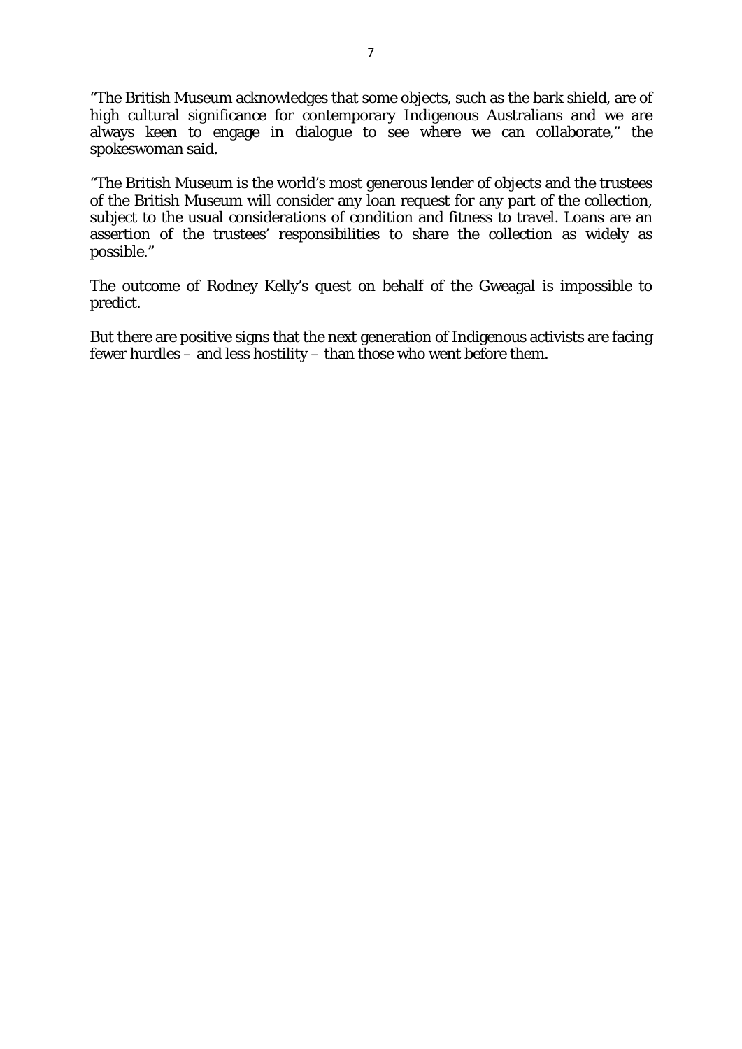"The British Museum acknowledges that some objects, such as the bark shield, are of high cultural significance for contemporary Indigenous Australians and we are always keen to engage in dialogue to see where we can collaborate," the spokeswoman said.

"The British Museum is the world's most generous lender of objects and the trustees of the British Museum will consider any loan request for any part of the collection, subject to the usual considerations of condition and fitness to travel. Loans are an assertion of the trustees' responsibilities to share the collection as widely as possible."

The outcome of Rodney Kelly's quest on behalf of the Gweagal is impossible to predict.

But there are positive signs that the next generation of Indigenous activists are facing fewer hurdles – and less hostility – than those who went before them.